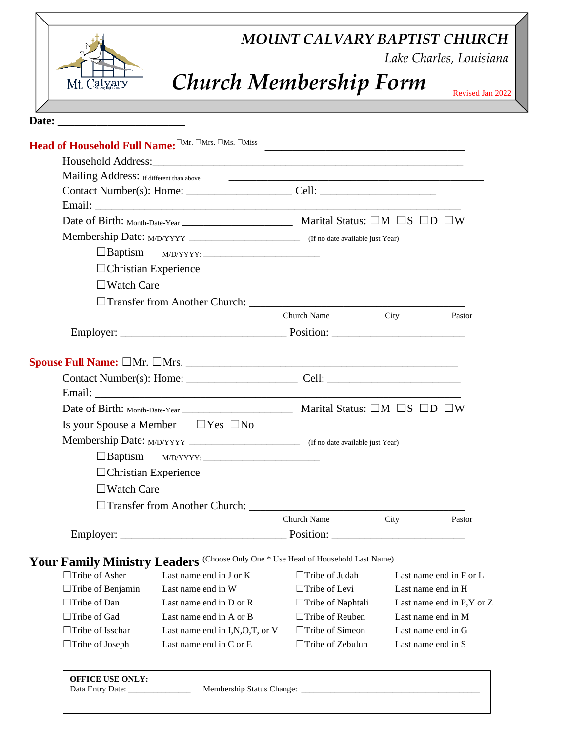# *MOUNT CALVARY BAPTIST CHURCH*

*Lake Charles, Louisiana*

# *Church Membership Form*

Revised Jan 2022

**Date: \_\_\_\_\_\_\_\_\_\_\_\_\_\_\_\_\_\_\_\_\_\_\_\_**

**Head of Household Full Name:** ☐Mr. ☐Mrs. ☐Ms. ☐Miss \_\_\_\_\_\_\_\_\_\_\_\_\_\_\_\_\_\_\_\_\_\_\_\_\_\_\_\_\_\_\_\_\_\_\_\_\_\_

Household Address:\_\_\_\_\_\_\_\_\_\_\_\_\_\_\_\_\_\_\_\_\_\_\_\_\_\_\_\_\_\_\_\_\_\_\_\_\_\_\_\_\_\_\_\_\_\_\_\_\_\_\_\_\_\_\_\_\_\_

Mailing Address: If different than above \_\_\_\_\_\_\_\_\_\_\_\_\_\_\_\_\_\_\_\_\_\_\_\_\_\_\_\_\_\_\_\_\_\_\_\_\_\_\_\_\_\_\_\_\_\_\_

Contact Number(s): Home: \_\_\_\_\_\_\_\_\_\_\_\_\_\_\_\_\_\_\_ Cell: \_\_\_\_\_\_\_\_\_\_\_\_\_\_\_\_\_\_\_\_\_

Email: \_\_\_\_\_\_\_\_\_\_\_\_\_\_\_\_\_\_\_\_\_\_\_\_\_\_\_\_\_\_\_\_\_\_\_\_\_\_\_\_\_\_\_\_\_\_\_\_\_\_\_\_\_\_\_\_\_\_\_\_\_\_\_\_

Date of Birth: Month-Date-Year \_\_\_\_\_\_\_\_\_\_\_\_\_\_\_\_\_\_\_\_ Marital Status: ☐M ☐S ☐D ☐W

Membership Date: M/D/YYYY \_\_\_\_\_\_\_\_\_\_\_\_\_\_\_\_\_\_\_\_\_\_ (If no date available just Year)

- ☐Baptism M/D/YYYY: \_\_\_\_\_\_\_\_\_\_\_\_\_\_\_\_\_\_\_\_\_\_\_
- ☐Christian Experience
- ☐Watch Care
- ☐Transfer from Another Church: \_\_\_\_\_\_\_\_\_\_\_\_\_\_\_\_\_\_\_\_\_\_\_\_\_\_\_\_\_\_\_\_\_\_\_\_\_\_\_\_\_\_
  Church Name City Pastor

Employer: \_\_\_\_\_\_\_\_\_\_\_\_\_\_\_\_\_\_\_\_\_\_\_\_\_\_\_\_\_\_ Position: \_\_\_\_\_\_\_\_\_\_\_\_\_\_\_\_\_\_\_\_\_\_\_\_

**Spouse Full Name:** ☐Mr. ☐Mrs. \_\_\_\_\_\_\_\_\_\_\_\_\_\_\_\_\_\_\_\_\_\_\_\_\_\_\_\_\_\_\_\_\_\_\_\_\_\_\_\_\_\_\_\_\_\_\_\_

Contact Number(s): Home: \_\_\_\_\_\_\_\_\_\_\_\_\_\_\_\_\_\_\_\_ Cell: \_\_\_\_\_\_\_\_\_\_\_\_\_\_\_\_\_\_\_\_\_\_\_\_

Email: \_\_\_\_\_\_\_\_\_\_\_\_\_\_\_\_\_\_\_\_\_\_\_\_\_\_\_\_\_\_\_\_\_\_\_\_\_\_\_\_\_\_\_\_\_\_\_\_\_\_\_\_\_\_\_\_\_\_\_\_\_\_\_\_

Date of Birth: Month-Date-Year \_\_\_\_\_\_\_\_\_\_\_\_\_\_\_\_\_\_\_\_ Marital Status: ☐M ☐S ☐D ☐W

Is your Spouse a Member ☐Yes ☐No

Membership Date: M/D/YYYY \_\_\_\_\_\_\_\_\_\_\_\_\_\_\_\_\_\_\_\_\_\_ (If no date available just Year)

- ☐Baptism M/D/YYYY: \_\_\_\_\_\_\_\_\_\_\_\_\_\_\_\_\_\_\_\_\_\_\_
- ☐Christian Experience
- ☐Watch Care
- ☐Transfer from Another Church: \_\_\_\_\_\_\_\_\_\_\_\_\_\_\_\_\_\_\_\_\_\_\_\_\_\_\_\_\_\_\_\_\_\_\_\_\_\_\_\_\_\_
  Church Name City Pastor

Employer: \_\_\_\_\_\_\_\_\_\_\_\_\_\_\_\_\_\_\_\_\_\_\_\_\_\_\_\_\_\_ Position: \_\_\_\_\_\_\_\_\_\_\_\_\_\_\_\_\_\_\_\_\_\_\_\_

## Your Family Ministry Leaders (Choose Only One * Use Head of Household Last Name)

| | | | |
|---|---|---|---|
| ☐Tribe of Asher | Last name end in J or K | ☐Tribe of Judah | Last name end in F or L |
| ☐Tribe of Benjamin | Last name end in W | ☐Tribe of Levi | Last name end in H |
| ☐Tribe of Dan | Last name end in D or R | ☐Tribe of Naphtali | Last name end in P,Y or Z |
| ☐Tribe of Gad | Last name end in A or B | ☐Tribe of Reuben | Last name end in M |
| ☐Tribe of Isschar | Last name end in I,N,O,T, or V | ☐Tribe of Simeon | Last name end in G |
| ☐Tribe of Joseph | Last name end in C or E | ☐Tribe of Zebulun | Last name end in S |

**OFFICE USE ONLY:**

Data Entry Date: \_\_\_\_\_\_\_\_\_\_\_\_\_\_\_ Membership Status Change: \_\_\_\_\_\_\_\_\_\_\_\_\_\_\_\_\_\_\_\_\_\_\_\_\_\_\_\_\_\_\_\_\_\_\_\_\_\_\_\_\_\_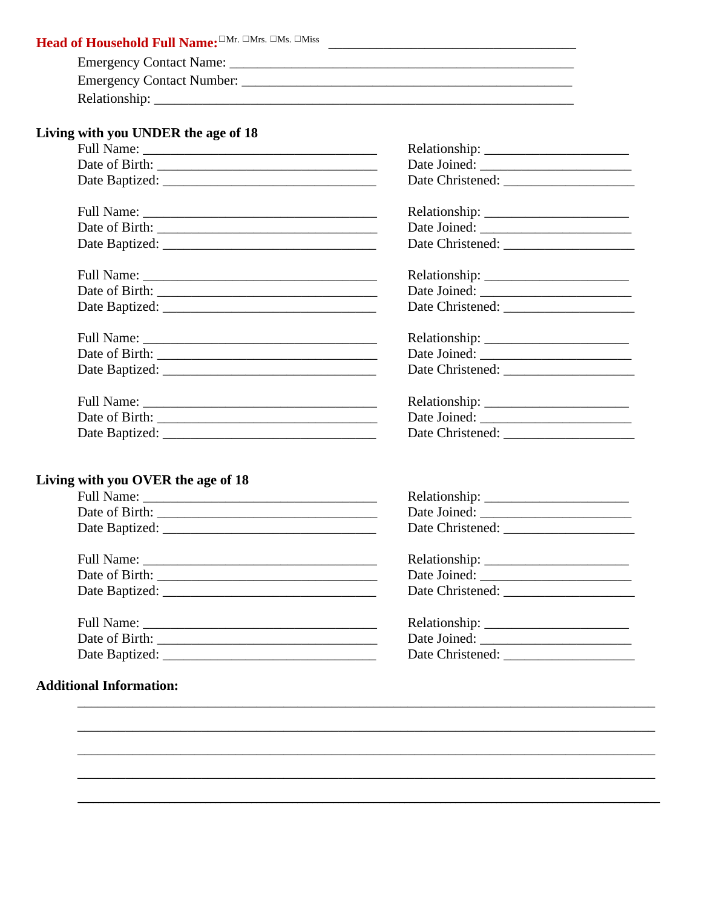**Head of Household Full Name:** ☐Mr. ☐Mrs. ☐Ms. ☐Miss ________________________________

Emergency Contact Name: ________________________________________________

Emergency Contact Number: ______________________________________________

Relationship: ______________________________________________________

**Living with you UNDER the age of 18**

Full Name: ______________________________ Relationship: ____________________
Date of Birth: ____________________________ Date Joined: _____________________
Date Baptized: ___________________________ Date Christened: __________________

Full Name: ______________________________ Relationship: ____________________
Date of Birth: ____________________________ Date Joined: _____________________
Date Baptized: ___________________________ Date Christened: __________________

Full Name: ______________________________ Relationship: ____________________
Date of Birth: ____________________________ Date Joined: _____________________
Date Baptized: ___________________________ Date Christened: __________________

Full Name: ______________________________ Relationship: ____________________
Date of Birth: ____________________________ Date Joined: _____________________
Date Baptized: ___________________________ Date Christened: __________________

Full Name: ______________________________ Relationship: ____________________
Date of Birth: ____________________________ Date Joined: _____________________
Date Baptized: ___________________________ Date Christened: __________________

**Living with you OVER the age of 18**

Full Name: ______________________________ Relationship: ____________________
Date of Birth: ____________________________ Date Joined: _____________________
Date Baptized: ___________________________ Date Christened: __________________

Full Name: ______________________________ Relationship: ____________________
Date of Birth: ____________________________ Date Joined: _____________________
Date Baptized: ___________________________ Date Christened: __________________

Full Name: ______________________________ Relationship: ____________________
Date of Birth: ____________________________ Date Joined: _____________________
Date Baptized: ___________________________ Date Christened: __________________

**Additional Information:**

______________________________________________________________________________

______________________________________________________________________________

______________________________________________________________________________

______________________________________________________________________________

______________________________________________________________________________